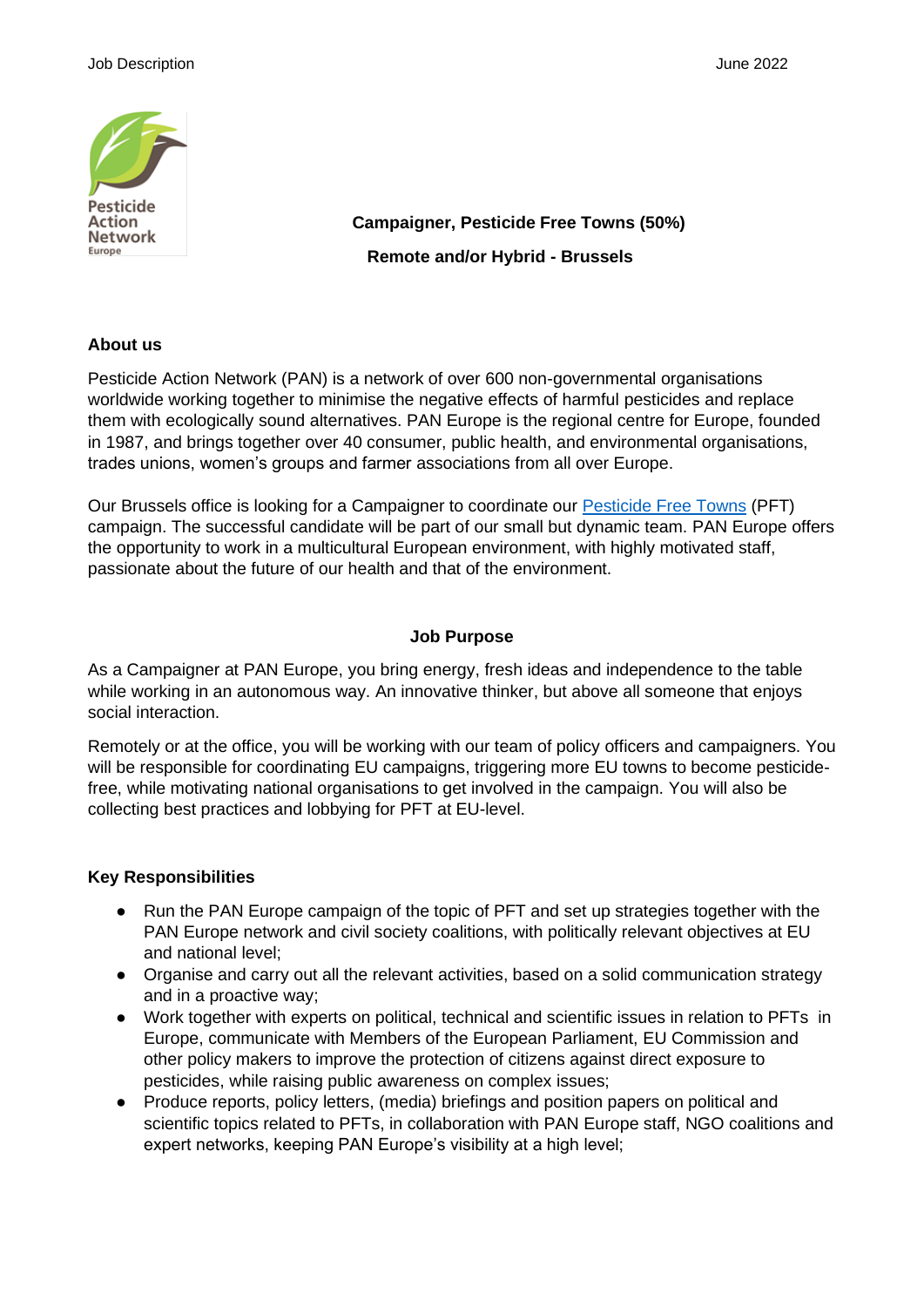# Campaigner, Pesticide Free Towns (50%)

**Remote and/or Hybrid - Brussels**

## About us

Pesticide Action Network (PAN) is a network of over 600 non-governmental organisations worldwide working together to minimise the negative effects of harmful pesticides and replace them with ecologically sound alternatives. PAN Europe is the regional centre for Europe, founded in 1987, and brings together over 40 consumer, public health, and environmental organisations, trades unions, women's groups and farmer associations from all over Europe.

Our Brussels office is looking for a Campaigner to coordinate our [Pesticide Free Towns] (PFT) campaign. The successful candidate will be part of our small but dynamic team. PAN Europe offers the opportunity to work in a multicultural European environment, with highly motivated staff, passionate about the future of our health and that of the environment.

## Job Purpose

As a Campaigner at PAN Europe, you bring energy, fresh ideas and independence to the table while working in an autonomous way. An innovative thinker, but above all someone that enjoys social interaction.

Remotely or at the office, you will be working with our team of policy officers and campaigners. You will be responsible for coordinating EU campaigns, triggering more EU towns to become pesticide-free, while motivating national organisations to get involved in the campaign. You will also be collecting best practices and lobbying for PFT at EU-level.

## Key Responsibilities

- Run the PAN Europe campaign of the topic of PFT and set up strategies together with the PAN Europe network and civil society coalitions, with politically relevant objectives at EU and national level;
- Organise and carry out all the relevant activities, based on a solid communication strategy and in a proactive way;
- Work together with experts on political, technical and scientific issues in relation to PFTs in Europe, communicate with Members of the European Parliament, EU Commission and other policy makers to improve the protection of citizens against direct exposure to pesticides, while raising public awareness on complex issues;
- Produce reports, policy letters, (media) briefings and position papers on political and scientific topics related to PFTs, in collaboration with PAN Europe staff, NGO coalitions and expert networks, keeping PAN Europe's visibility at a high level;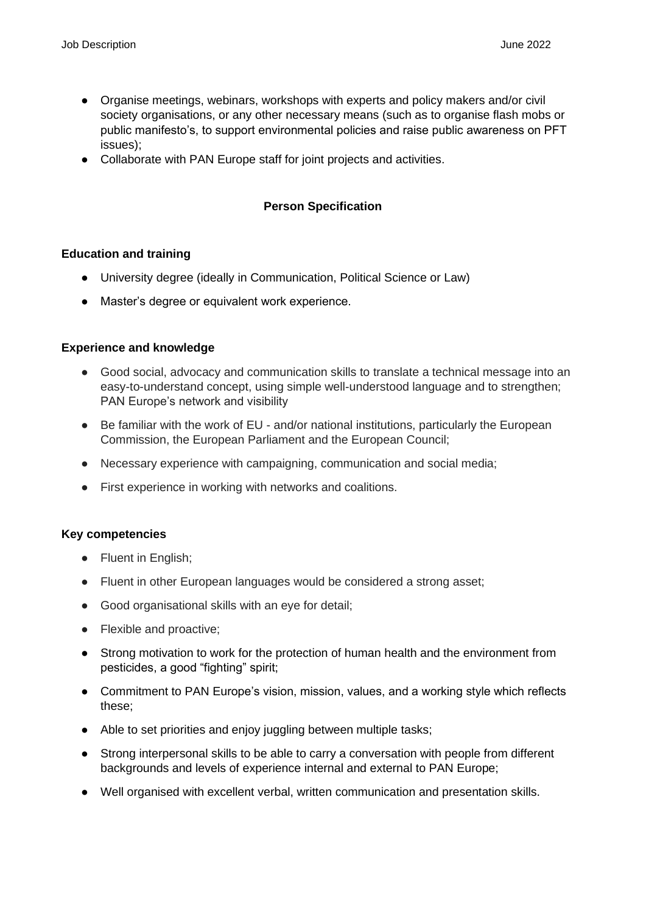- Organise meetings, webinars, workshops with experts and policy makers and/or civil society organisations, or any other necessary means (such as to organise flash mobs or public manifesto's, to support environmental policies and raise public awareness on PFT issues);
- Collaborate with PAN Europe staff for joint projects and activities.

## Person Specification

### Education and training

- University degree (ideally in Communication, Political Science or Law)
- Master's degree or equivalent work experience.

### Experience and knowledge

- Good social, advocacy and communication skills to translate a technical message into an easy-to-understand concept, using simple well-understood language and to strengthen; PAN Europe's network and visibility
- Be familiar with the work of EU - and/or national institutions, particularly the European Commission, the European Parliament and the European Council;
- Necessary experience with campaigning, communication and social media;
- First experience in working with networks and coalitions.

### Key competencies

- Fluent in English;
- Fluent in other European languages would be considered a strong asset;
- Good organisational skills with an eye for detail;
- Flexible and proactive;
- Strong motivation to work for the protection of human health and the environment from pesticides, a good "fighting" spirit;
- Commitment to PAN Europe's vision, mission, values, and a working style which reflects these;
- Able to set priorities and enjoy juggling between multiple tasks;
- Strong interpersonal skills to be able to carry a conversation with people from different backgrounds and levels of experience internal and external to PAN Europe;
- Well organised with excellent verbal, written communication and presentation skills.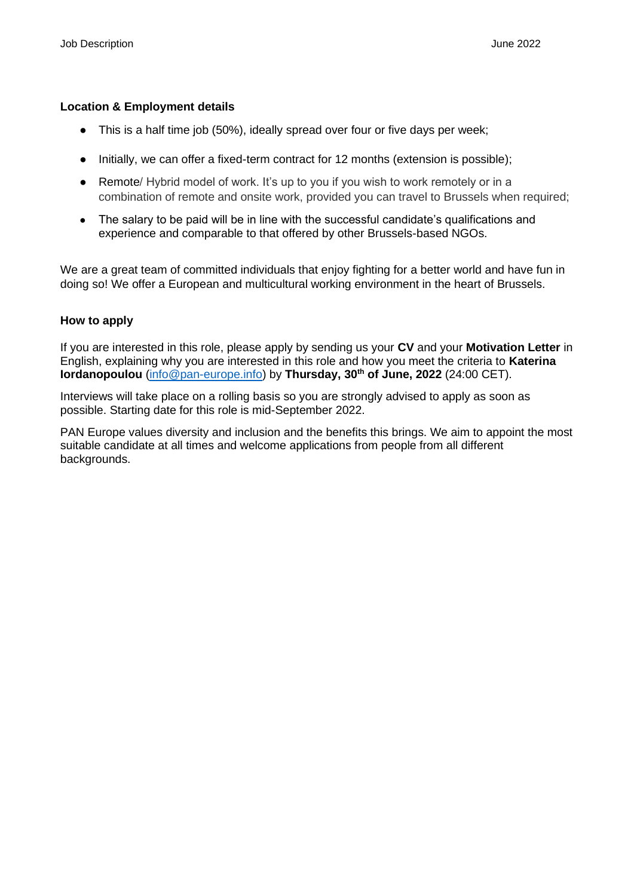**Location & Employment details**

- This is a half time job (50%), ideally spread over four or five days per week;
- Initially, we can offer a fixed-term contract for 12 months (extension is possible);
- Remote/ Hybrid model of work. It's up to you if you wish to work remotely or in a combination of remote and onsite work, provided you can travel to Brussels when required;
- The salary to be paid will be in line with the successful candidate's qualifications and experience and comparable to that offered by other Brussels-based NGOs.

We are a great team of committed individuals that enjoy fighting for a better world and have fun in doing so! We offer a European and multicultural working environment in the heart of Brussels.

**How to apply**

If you are interested in this role, please apply by sending us your **CV** and your **Motivation Letter** in English, explaining why you are interested in this role and how you meet the criteria to **Katerina Iordanopoulou** (info@pan-europe.info) by **Thursday, 30th of June, 2022** (24:00 CET).

Interviews will take place on a rolling basis so you are strongly advised to apply as soon as possible. Starting date for this role is mid-September 2022.

PAN Europe values diversity and inclusion and the benefits this brings. We aim to appoint the most suitable candidate at all times and welcome applications from people from all different backgrounds.